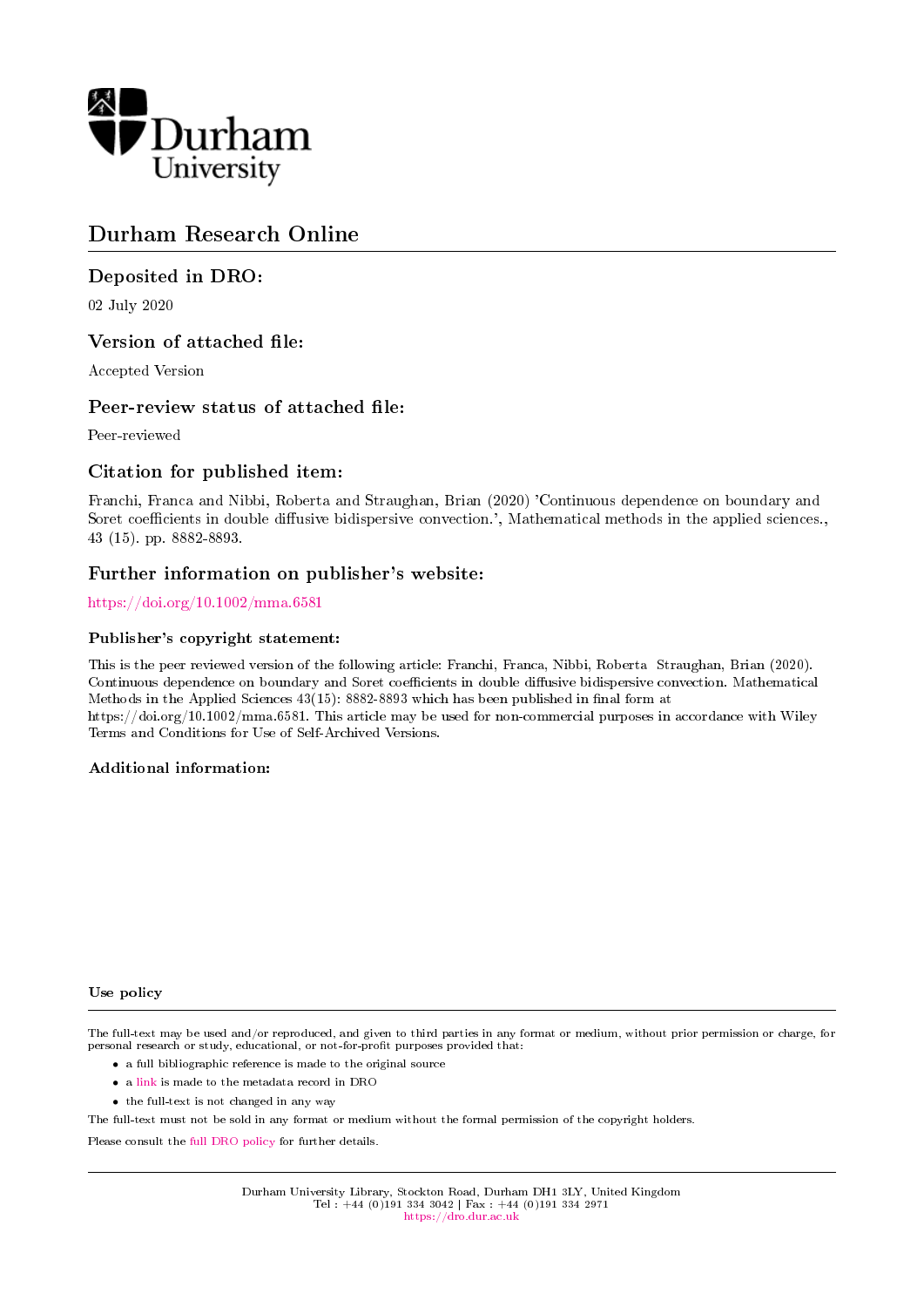Durham University

# Durham Research Online

## Deposited in DRO:

02 July 2020

## Version of attached file:

Accepted Version

## Peer-review status of attached file:

Peer-reviewed

## Citation for published item:

Franchi, Franca and Nibbi, Roberta and Straughan, Brian (2020) 'Continuous dependence on boundary and Soret coefficients in double diffusive bidispersive convection.', Mathematical methods in the applied sciences., 43 (15). pp. 8882-8893.

## Further information on publisher's website:

https://doi.org/10.1002/mma.6581

### Publisher's copyright statement:

This is the peer reviewed version of the following article: Franchi, Franca, Nibbi, Roberta Straughan, Brian (2020). Continuous dependence on boundary and Soret coefficients in double diffusive bidispersive convection. Mathematical Methods in the Applied Sciences 43(15): 8882-8893 which has been published in final form at https://doi.org/10.1002/mma.6581. This article may be used for non-commercial purposes in accordance with Wiley Terms and Conditions for Use of Self-Archived Versions.

### Additional information:

### Use policy

The full-text may be used and/or reproduced, and given to third parties in any format or medium, without prior permission or charge, for personal research or study, educational, or not-for-profit purposes provided that:

- a full bibliographic reference is made to the original source
- a link is made to the metadata record in DRO
- the full-text is not changed in any way

The full-text must not be sold in any format or medium without the formal permission of the copyright holders.

Please consult the full DRO policy for further details.

Durham University Library, Stockton Road, Durham DH1 3LY, United Kingdom
Tel : +44 (0)191 334 3042 | Fax : +44 (0)191 334 2971
https://dro.dur.ac.uk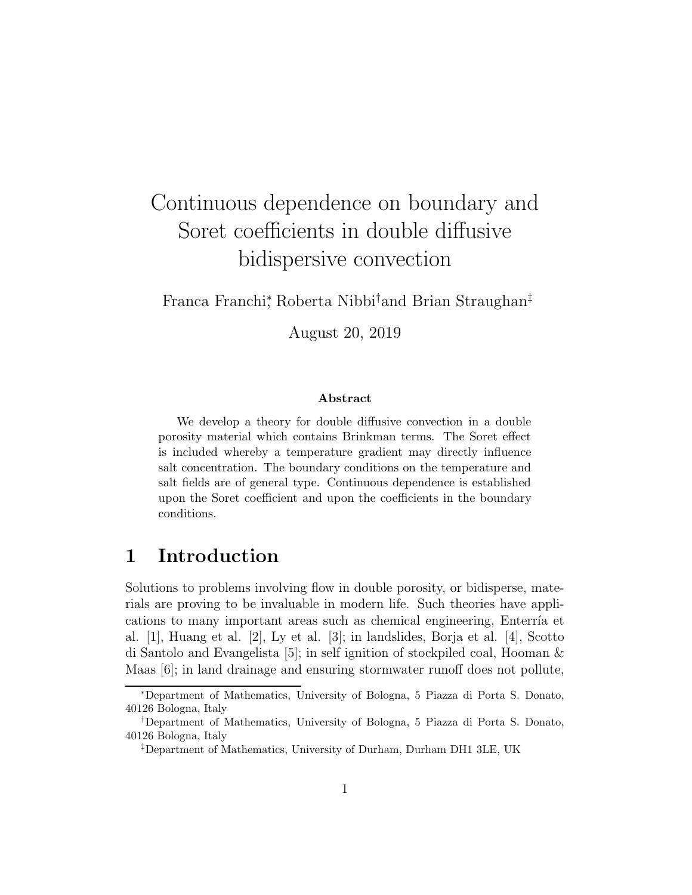# Continuous dependence on boundary and Soret coefficients in double diffusive bidispersive convection

Franca Franchi[*], Roberta Nibbi[†] and Brian Straughan[‡]

August 20, 2019

**Abstract**

We develop a theory for double diffusive convection in a double porosity material which contains Brinkman terms. The Soret effect is included whereby a temperature gradient may directly influence salt concentration. The boundary conditions on the temperature and salt fields are of general type. Continuous dependence is established upon the Soret coefficient and upon the coefficients in the boundary conditions.

## 1 Introduction

Solutions to problems involving flow in double porosity, or bidisperse, materials are proving to be invaluable in modern life. Such theories have applications to many important areas such as chemical engineering, Enterría et al. [1], Huang et al. [2], Ly et al. [3]; in landslides, Borja et al. [4], Scotto di Santolo and Evangelista [5]; in self ignition of stockpiled coal, Hooman & Maas [6]; in land drainage and ensuring stormwater runoff does not pollute,

[*]Department of Mathematics, University of Bologna, 5 Piazza di Porta S. Donato, 40126 Bologna, Italy

[†]Department of Mathematics, University of Bologna, 5 Piazza di Porta S. Donato, 40126 Bologna, Italy

[‡]Department of Mathematics, University of Durham, Durham DH1 3LE, UK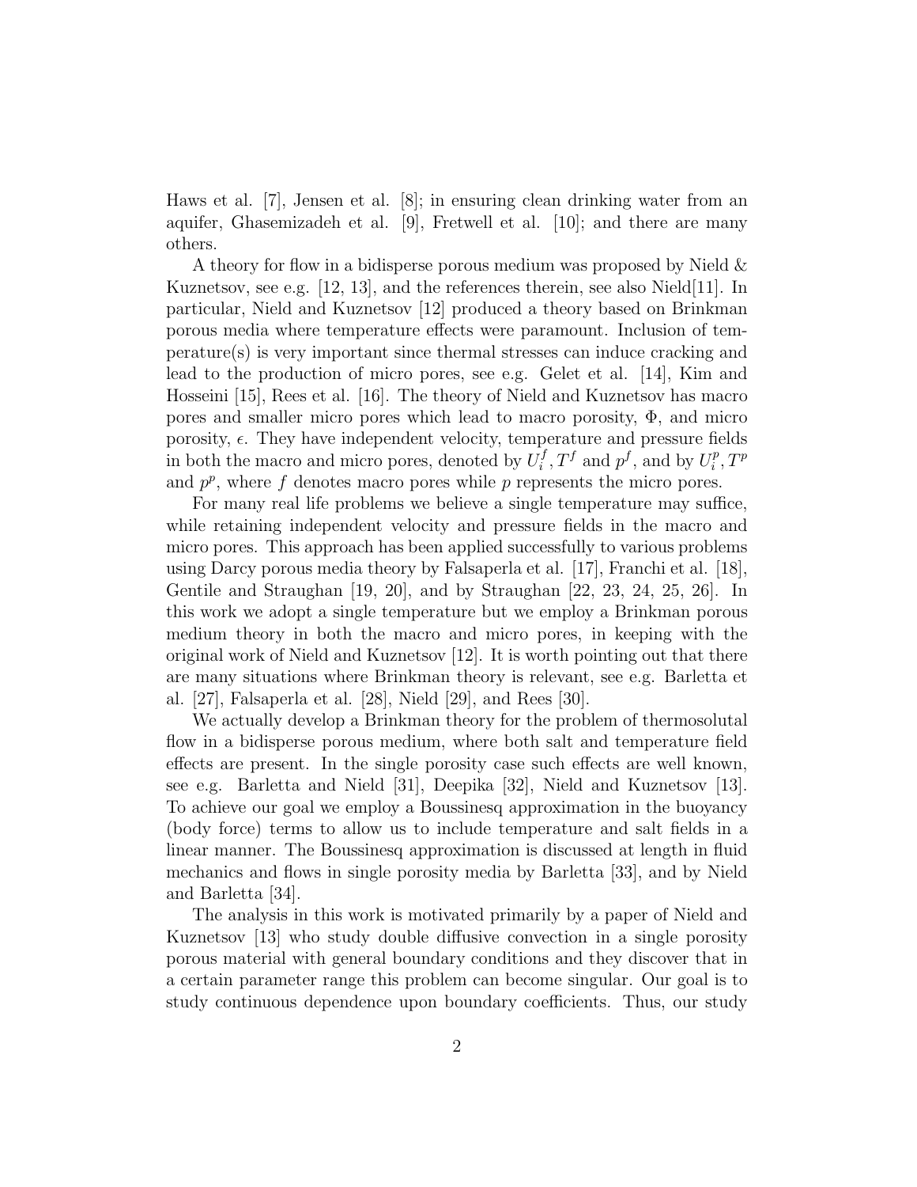Haws et al. [7], Jensen et al. [8]; in ensuring clean drinking water from an aquifer, Ghasemizadeh et al. [9], Fretwell et al. [10]; and there are many others.

A theory for flow in a bidisperse porous medium was proposed by Nield & Kuznetsov, see e.g. [12, 13], and the references therein, see also Nield[11]. In particular, Nield and Kuznetsov [12] produced a theory based on Brinkman porous media where temperature effects were paramount. Inclusion of temperature(s) is very important since thermal stresses can induce cracking and lead to the production of micro pores, see e.g. Gelet et al. [14], Kim and Hosseini [15], Rees et al. [16]. The theory of Nield and Kuznetsov has macro pores and smaller micro pores which lead to macro porosity, $\Phi$, and micro porosity, $\epsilon$. They have independent velocity, temperature and pressure fields in both the macro and micro pores, denoted by $U_i^f, T^f$ and $p^f$, and by $U_i^p, T^p$ and $p^p$, where $f$ denotes macro pores while $p$ represents the micro pores.

For many real life problems we believe a single temperature may suffice, while retaining independent velocity and pressure fields in the macro and micro pores. This approach has been applied successfully to various problems using Darcy porous media theory by Falsaperla et al. [17], Franchi et al. [18], Gentile and Straughan [19, 20], and by Straughan [22, 23, 24, 25, 26]. In this work we adopt a single temperature but we employ a Brinkman porous medium theory in both the macro and micro pores, in keeping with the original work of Nield and Kuznetsov [12]. It is worth pointing out that there are many situations where Brinkman theory is relevant, see e.g. Barletta et al. [27], Falsaperla et al. [28], Nield [29], and Rees [30].

We actually develop a Brinkman theory for the problem of thermosolutal flow in a bidisperse porous medium, where both salt and temperature field effects are present. In the single porosity case such effects are well known, see e.g. Barletta and Nield [31], Deepika [32], Nield and Kuznetsov [13]. To achieve our goal we employ a Boussinesq approximation in the buoyancy (body force) terms to allow us to include temperature and salt fields in a linear manner. The Boussinesq approximation is discussed at length in fluid mechanics and flows in single porosity media by Barletta [33], and by Nield and Barletta [34].

The analysis in this work is motivated primarily by a paper of Nield and Kuznetsov [13] who study double diffusive convection in a single porosity porous material with general boundary conditions and they discover that in a certain parameter range this problem can become singular. Our goal is to study continuous dependence upon boundary coefficients. Thus, our study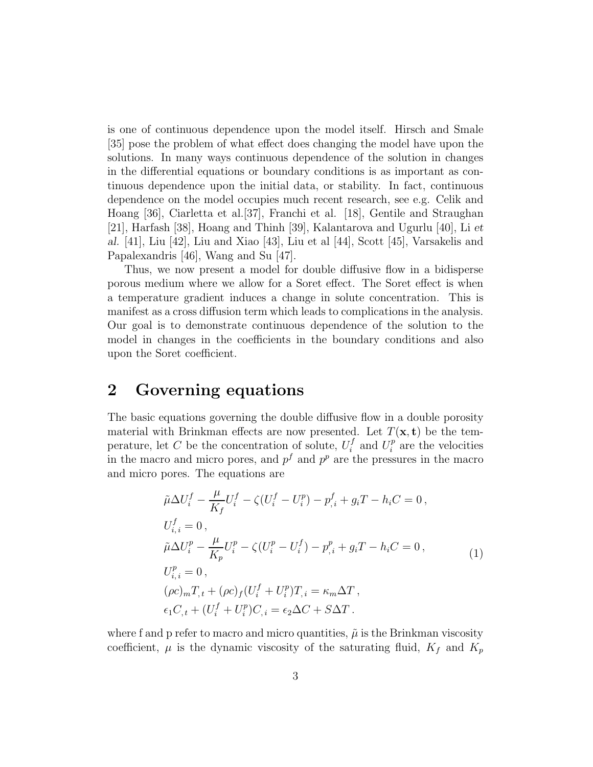is one of continuous dependence upon the model itself. Hirsch and Smale [35] pose the problem of what effect does changing the model have upon the solutions. In many ways continuous dependence of the solution in changes in the differential equations or boundary conditions is as important as continuous dependence upon the initial data, or stability. In fact, continuous dependence on the model occupies much recent research, see e.g. Celik and Hoang [36], Ciarletta et al.[37], Franchi et al. [18], Gentile and Straughan [21], Harfash [38], Hoang and Thinh [39], Kalantarova and Ugurlu [40], Li *et al.* [41], Liu [42], Liu and Xiao [43], Liu et al [44], Scott [45], Varsakelis and Papalexandris [46], Wang and Su [47].

Thus, we now present a model for double diffusive flow in a bidisperse porous medium where we allow for a Soret effect. The Soret effect is when a temperature gradient induces a change in solute concentration. This is manifest as a cross diffusion term which leads to complications in the analysis. Our goal is to demonstrate continuous dependence of the solution to the model in changes in the coefficients in the boundary conditions and also upon the Soret coefficient.

## 2 Governing equations

The basic equations governing the double diffusive flow in a double porosity material with Brinkman effects are now presented. Let $T(\mathbf{x}, \mathbf{t})$ be the temperature, let $C$ be the concentration of solute, $U_i^f$ and $U_i^p$ are the velocities in the macro and micro pores, and $p^f$ and $p^p$ are the pressures in the macro and micro pores. The equations are

$$
\begin{aligned}
&\tilde{\mu}\Delta U_i^f - \frac{\mu}{K_f}U_i^f - \zeta(U_i^f - U_i^p) - p^f_{,i} + g_i T - h_i C = 0\,,\\
&U^f_{i,i} = 0\,,\\
&\tilde{\mu}\Delta U_i^p - \frac{\mu}{K_p}U_i^p - \zeta(U_i^p - U_i^f) - p^p_{,i} + g_i T - h_i C = 0\,,\\
&U^p_{i,i} = 0\,,\\
&(\rho c)_m T_{,t} + (\rho c)_f (U_i^f + U_i^p) T_{,i} = \kappa_m \Delta T\,,\\
&\epsilon_1 C_{,t} + (U_i^f + U_i^p) C_{,i} = \epsilon_2 \Delta C + S\Delta T\,.
\end{aligned}
\tag{1}
$$

where f and p refer to macro and micro quantities, $\tilde{\mu}$ is the Brinkman viscosity coefficient, $\mu$ is the dynamic viscosity of the saturating fluid, $K_f$ and $K_p$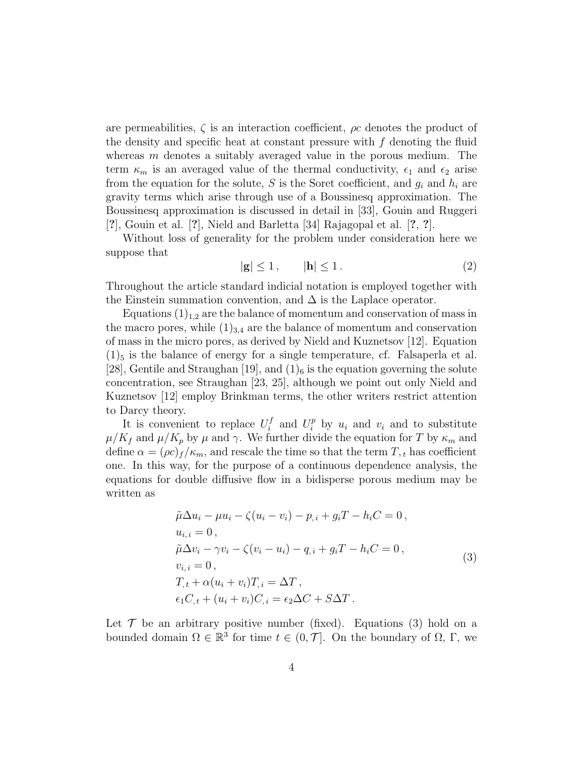are permeabilities, $\zeta$ is an interaction coefficient, $\rho c$ denotes the product of the density and specific heat at constant pressure with $f$ denoting the fluid whereas $m$ denotes a suitably averaged value in the porous medium. The term $\kappa_m$ is an averaged value of the thermal conductivity, $\epsilon_1$ and $\epsilon_2$ arise from the equation for the solute, $S$ is the Soret coefficient, and $g_i$ and $h_i$ are gravity terms which arise through use of a Boussinesq approximation. The Boussinesq approximation is discussed in detail in [33], Gouin and Ruggeri [?], Gouin et al. [?], Nield and Barletta [34] Rajagopal et al. [?, ?].

Without loss of generality for the problem under consideration here we suppose that

$$|\mathbf{g}| \leq 1\,, \qquad |\mathbf{h}| \leq 1\,. \tag{2}$$

Throughout the article standard indicial notation is employed together with the Einstein summation convention, and $\Delta$ is the Laplace operator.

Equations $(1)_{1,2}$ are the balance of momentum and conservation of mass in the macro pores, while $(1)_{3,4}$ are the balance of momentum and conservation of mass in the micro pores, as derived by Nield and Kuznetsov [12]. Equation $(1)_5$ is the balance of energy for a single temperature, cf. Falsaperla et al. [28], Gentile and Straughan [19], and $(1)_6$ is the equation governing the solute concentration, see Straughan [23, 25], although we point out only Nield and Kuznetsov [12] employ Brinkman terms, the other writers restrict attention to Darcy theory.

It is convenient to replace $U_i^f$ and $U_i^p$ by $u_i$ and $v_i$ and to substitute $\mu/K_f$ and $\mu/K_p$ by $\mu$ and $\gamma$. We further divide the equation for $T$ by $\kappa_m$ and define $\alpha = (\rho c)_f/\kappa_m$, and rescale the time so that the term $T_{,t}$ has coefficient one. In this way, for the purpose of a continuous dependence analysis, the equations for double diffusive flow in a bidisperse porous medium may be written as

$$\begin{aligned}
&\tilde{\mu}\Delta u_i - \mu u_i - \zeta(u_i - v_i) - p_{,i} + g_i T - h_i C = 0\,,\\
&u_{i,i} = 0\,,\\
&\tilde{\mu}\Delta v_i - \gamma v_i - \zeta(v_i - u_i) - q_{,i} + g_i T - h_i C = 0\,,\\
&v_{i,i} = 0\,,\\
&T_{,t} + \alpha(u_i + v_i)T_{,i} = \Delta T\,,\\
&\epsilon_1 C_{,t} + (u_i + v_i)C_{,i} = \epsilon_2 \Delta C + S\Delta T\,.
\end{aligned} \tag{3}$$

Let $\mathcal{T}$ be an arbitrary positive number (fixed). Equations (3) hold on a bounded domain $\Omega \in \mathbb{R}^3$ for time $t \in (0, \mathcal{T}]$. On the boundary of $\Omega$, $\Gamma$, we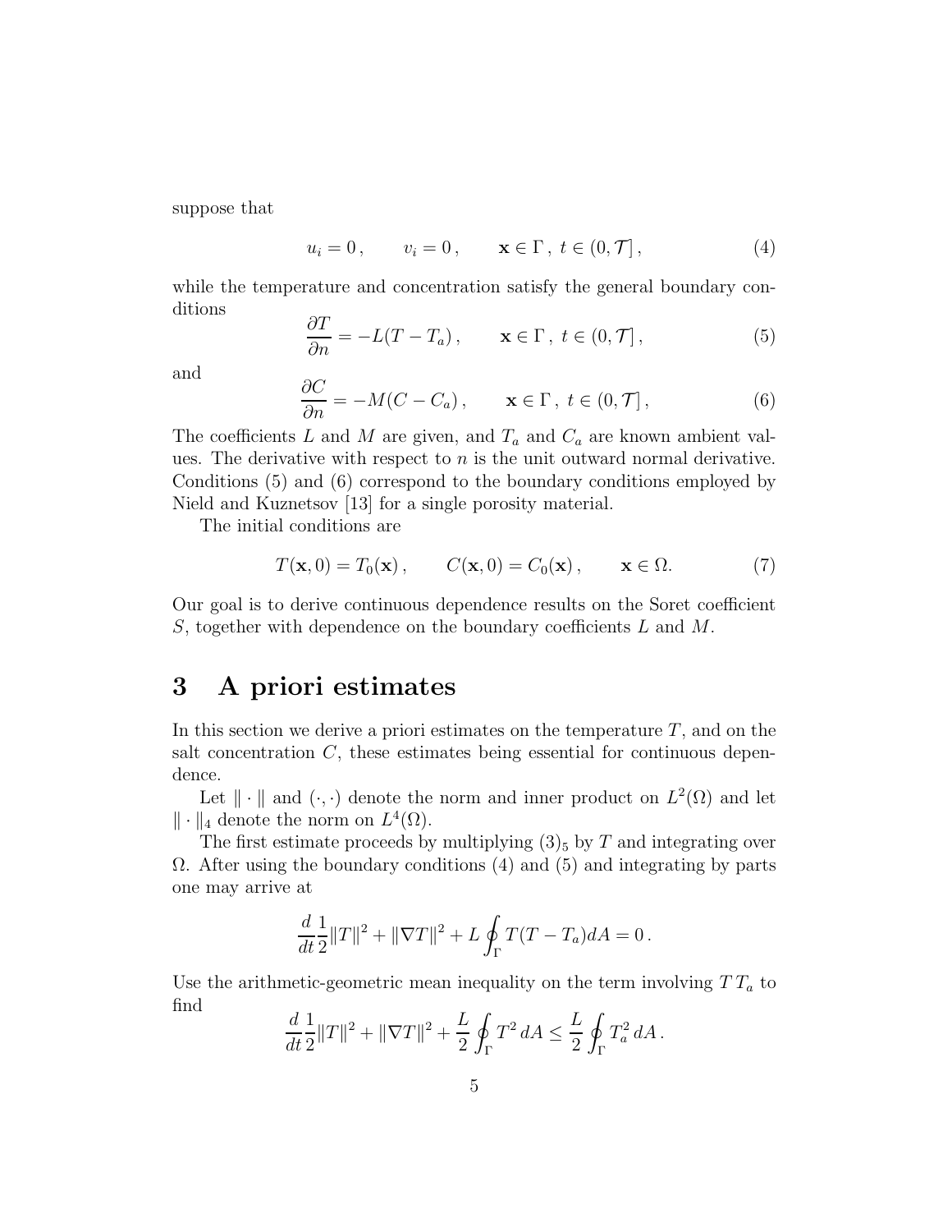suppose that

$$
u_i = 0\,, \qquad v_i = 0\,, \qquad \mathbf{x} \in \Gamma\,,\ t \in (0, \mathcal{T}]\,, \tag{4}
$$

while the temperature and concentration satisfy the general boundary conditions

$$
\frac{\partial T}{\partial n} = -L(T - T_a)\,, \qquad \mathbf{x} \in \Gamma\,,\ t \in (0, \mathcal{T}]\,, \tag{5}
$$

and

$$
\frac{\partial C}{\partial n} = -M(C - C_a)\,, \qquad \mathbf{x} \in \Gamma\,,\ t \in (0, \mathcal{T}]\,, \tag{6}
$$

The coefficients $L$ and $M$ are given, and $T_a$ and $C_a$ are known ambient values. The derivative with respect to $n$ is the unit outward normal derivative. Conditions (5) and (6) correspond to the boundary conditions employed by Nield and Kuznetsov [13] for a single porosity material.

The initial conditions are

$$
T(\mathbf{x}, 0) = T_0(\mathbf{x})\,, \qquad C(\mathbf{x}, 0) = C_0(\mathbf{x})\,, \qquad \mathbf{x} \in \Omega. \tag{7}
$$

Our goal is to derive continuous dependence results on the Soret coefficient $S$, together with dependence on the boundary coefficients $L$ and $M$.

# 3 A priori estimates

In this section we derive a priori estimates on the temperature $T$, and on the salt concentration $C$, these estimates being essential for continuous dependence.

Let $\|\cdot\|$ and $(\cdot,\cdot)$ denote the norm and inner product on $L^2(\Omega)$ and let $\|\cdot\|_4$ denote the norm on $L^4(\Omega)$.

The first estimate proceeds by multiplying $(3)_5$ by $T$ and integrating over $\Omega$. After using the boundary conditions (4) and (5) and integrating by parts one may arrive at

$$
\frac{d}{dt}\frac{1}{2}\|T\|^2 + \|\nabla T\|^2 + L\oint_\Gamma T(T - T_a)dA = 0\,.
$$

Use the arithmetic-geometric mean inequality on the term involving $T\,T_a$ to find

$$
\frac{d}{dt}\frac{1}{2}\|T\|^2 + \|\nabla T\|^2 + \frac{L}{2}\oint_\Gamma T^2\,dA \le \frac{L}{2}\oint_\Gamma T_a^2\,dA\,.
$$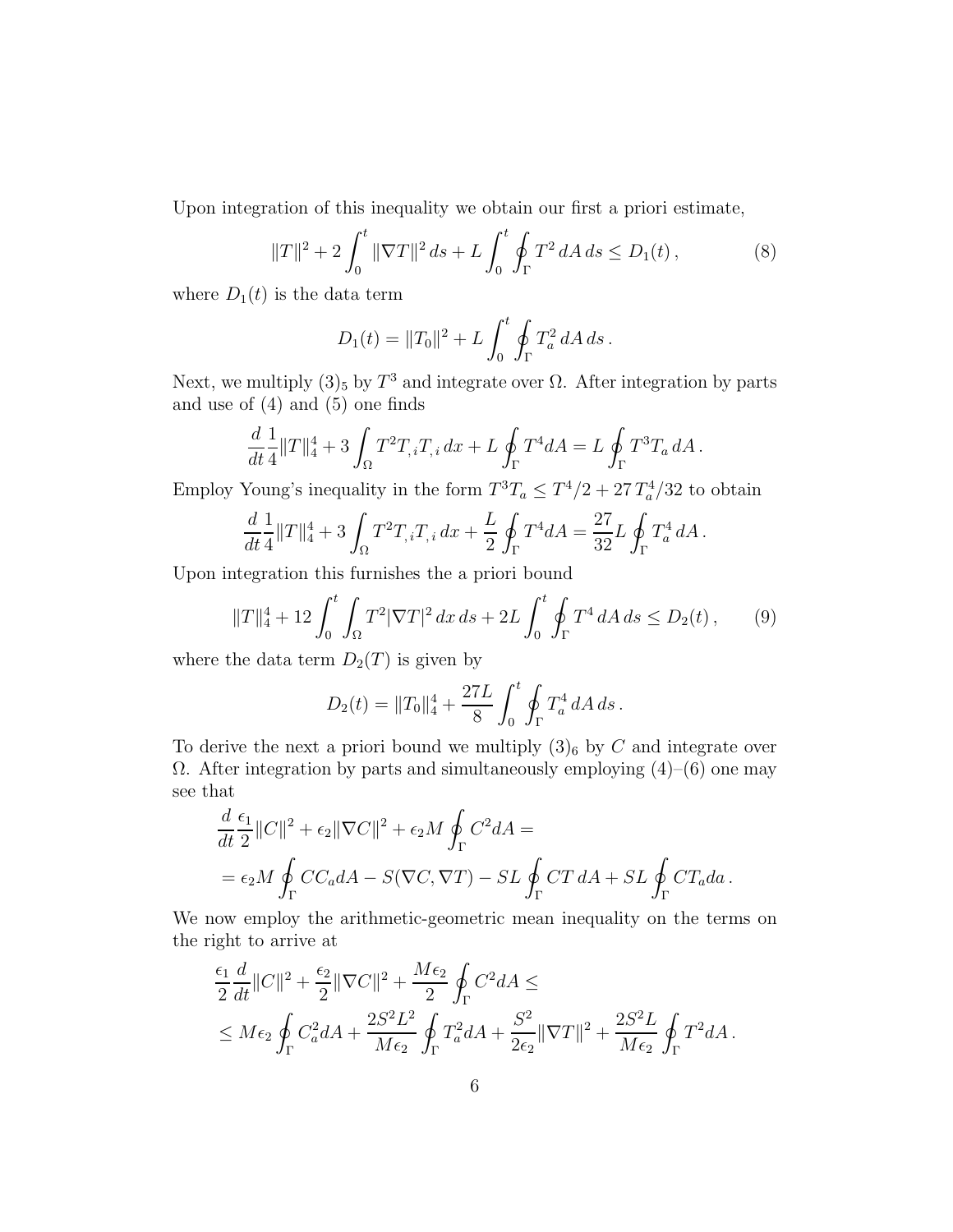Upon integration of this inequality we obtain our first a priori estimate,

$$\|T\|^2 + 2\int_0^t \|\nabla T\|^2 \, ds + L\int_0^t \oint_\Gamma T^2 \, dA \, ds \leq D_1(t) \,, \tag{8}$$

where $D_1(t)$ is the data term

$$D_1(t) = \|T_0\|^2 + L\int_0^t \oint_\Gamma T_a^2 \, dA \, ds \,.$$

Next, we multiply $(3)_5$ by $T^3$ and integrate over $\Omega$. After integration by parts and use of (4) and (5) one finds

$$\frac{d}{dt}\frac{1}{4}\|T\|_4^4 + 3\int_\Omega T^2 T_{,i} T_{,i} \, dx + L\oint_\Gamma T^4 dA = L\oint_\Gamma T^3 T_a \, dA \,.$$

Employ Young's inequality in the form $T^3 T_a \leq T^4/2 + 27\, T_a^4/32$ to obtain

$$\frac{d}{dt}\frac{1}{4}\|T\|_4^4 + 3\int_\Omega T^2 T_{,i} T_{,i} \, dx + \frac{L}{2}\oint_\Gamma T^4 dA = \frac{27}{32} L\oint_\Gamma T_a^4 \, dA \,.$$

Upon integration this furnishes the a priori bound

$$\|T\|_4^4 + 12\int_0^t \int_\Omega T^2 |\nabla T|^2 \, dx \, ds + 2L\int_0^t \oint_\Gamma T^4 \, dA \, ds \leq D_2(t) \,, \tag{9}$$

where the data term $D_2(T)$ is given by

$$D_2(t) = \|T_0\|_4^4 + \frac{27L}{8}\int_0^t \oint_\Gamma T_a^4 \, dA \, ds \,.$$

To derive the next a priori bound we multiply $(3)_6$ by $C$ and integrate over $\Omega$. After integration by parts and simultaneously employing (4)–(6) one may see that

$$\begin{aligned}
&\frac{d}{dt}\frac{\epsilon_1}{2}\|C\|^2 + \epsilon_2\|\nabla C\|^2 + \epsilon_2 M\oint_\Gamma C^2 dA = \\
&= \epsilon_2 M\oint_\Gamma C C_a dA - S(\nabla C, \nabla T) - SL\oint_\Gamma CT \, dA + SL\oint_\Gamma C T_a da \,.
\end{aligned}$$

We now employ the arithmetic-geometric mean inequality on the terms on the right to arrive at

$$\begin{aligned}
&\frac{\epsilon_1}{2}\frac{d}{dt}\|C\|^2 + \frac{\epsilon_2}{2}\|\nabla C\|^2 + \frac{M\epsilon_2}{2}\oint_\Gamma C^2 dA \leq \\
&\leq M\epsilon_2\oint_\Gamma C_a^2 dA + \frac{2S^2L^2}{M\epsilon_2}\oint_\Gamma T_a^2 dA + \frac{S^2}{2\epsilon_2}\|\nabla T\|^2 + \frac{2S^2 L}{M\epsilon_2}\oint_\Gamma T^2 dA \,.
\end{aligned}$$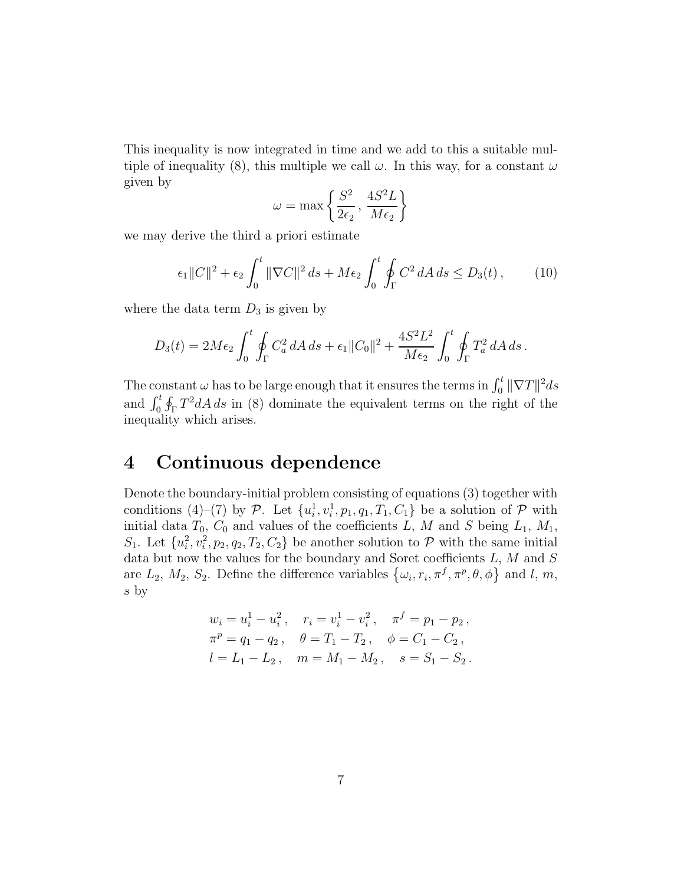This inequality is now integrated in time and we add to this a suitable multiple of inequality (8), this multiple we call $\omega$. In this way, for a constant $\omega$ given by

$$
\omega = \max\left\{ \frac{S^2}{2\epsilon_2} \, , \, \frac{4S^2 L}{M\epsilon_2} \right\}
$$

we may derive the third a priori estimate

$$
\epsilon_1 \|C\|^2 + \epsilon_2 \int_0^t \|\nabla C\|^2 \, ds + M\epsilon_2 \int_0^t \oint_\Gamma C^2 \, dA \, ds \le D_3(t) \, , \tag{10}
$$

where the data term $D_3$ is given by

$$
D_3(t) = 2M\epsilon_2 \int_0^t \oint_\Gamma C_a^2 \, dA \, ds + \epsilon_1 \|C_0\|^2 + \frac{4S^2 L^2}{M\epsilon_2} \int_0^t \oint_\Gamma T_a^2 \, dA \, ds \, .
$$

The constant $\omega$ has to be large enough that it ensures the terms in $\int_0^t \|\nabla T\|^2 ds$ and $\int_0^t \oint_\Gamma T^2 dA \, ds$ in (8) dominate the equivalent terms on the right of the inequality which arises.

# 4 Continuous dependence

Denote the boundary-initial problem consisting of equations (3) together with conditions (4)–(7) by $\mathcal{P}$. Let $\{u_i^1, v_i^1, p_1, q_1, T_1, C_1\}$ be a solution of $\mathcal{P}$ with initial data $T_0$, $C_0$ and values of the coefficients $L$, $M$ and $S$ being $L_1$, $M_1$, $S_1$. Let $\{u_i^2, v_i^2, p_2, q_2, T_2, C_2\}$ be another solution to $\mathcal{P}$ with the same initial data but now the values for the boundary and Soret coefficients $L$, $M$ and $S$ are $L_2$, $M_2$, $S_2$. Define the difference variables $\left\{\omega_i, r_i, \pi^f, \pi^p, \theta, \phi\right\}$ and $l$, $m$, $s$ by

$$
\begin{aligned}
&w_i = u_i^1 - u_i^2 \, , \quad r_i = v_i^1 - v_i^2 \, , \quad \pi^f = p_1 - p_2 \, , \\
&\pi^p = q_1 - q_2 \, , \quad \theta = T_1 - T_2 \, , \quad \phi = C_1 - C_2 \, , \\
&l = L_1 - L_2 \, , \quad m = M_1 - M_2 \, , \quad s = S_1 - S_2 \, .
\end{aligned}
$$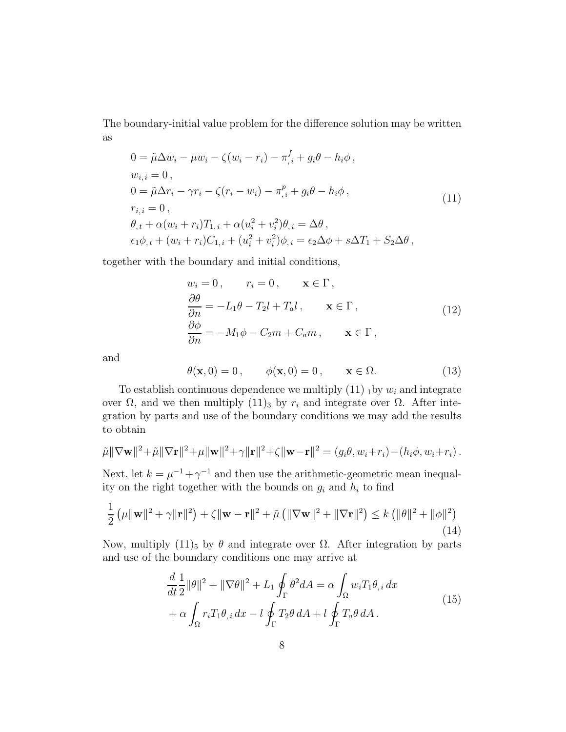The boundary-initial value problem for the difference solution may be written as

$$
\begin{aligned}
&0 = \tilde{\mu}\Delta w_i - \mu w_i - \zeta(w_i - r_i) - \pi^f_{,i} + g_i\theta - h_i\phi\,,\\
&w_{i,i} = 0\,,\\
&0 = \tilde{\mu}\Delta r_i - \gamma r_i - \zeta(r_i - w_i) - \pi^p_{,i} + g_i\theta - h_i\phi\,,\\
&r_{i,i} = 0\,,\\
&\theta_{,t} + \alpha(w_i + r_i)T_{1,i} + \alpha(u_i^2 + v_i^2)\theta_{,i} = \Delta\theta\,,\\
&\epsilon_1\phi_{,t} + (w_i + r_i)C_{1,i} + (u_i^2 + v_i^2)\phi_{,i} = \epsilon_2\Delta\phi + s\Delta T_1 + S_2\Delta\theta\,,
\end{aligned}
\tag{11}
$$

together with the boundary and initial conditions,

$$
\begin{aligned}
&w_i = 0\,, \qquad r_i = 0\,, \qquad \mathbf{x}\in\Gamma\,,\\
&\frac{\partial\theta}{\partial n} = -L_1\theta - T_2 l + T_a l\,, \qquad \mathbf{x}\in\Gamma\,,\\
&\frac{\partial\phi}{\partial n} = -M_1\phi - C_2 m + C_a m\,, \qquad \mathbf{x}\in\Gamma\,,
\end{aligned}
\tag{12}
$$

and

$$
\theta(\mathbf{x},0) = 0\,, \qquad \phi(\mathbf{x},0) = 0\,, \qquad \mathbf{x}\in\Omega. \tag{13}
$$

To establish continuous dependence we multiply $(11)_1$ by $w_i$ and integrate over $\Omega$, and we then multiply $(11)_3$ by $r_i$ and integrate over $\Omega$. After integration by parts and use of the boundary conditions we may add the results to obtain

$$
\tilde{\mu}\|\nabla\mathbf{w}\|^2 + \tilde{\mu}\|\nabla\mathbf{r}\|^2 + \mu\|\mathbf{w}\|^2 + \gamma\|\mathbf{r}\|^2 + \zeta\|\mathbf{w}-\mathbf{r}\|^2 = (g_i\theta, w_i + r_i) - (h_i\phi, w_i + r_i)\,.
$$

Next, let $k = \mu^{-1} + \gamma^{-1}$ and then use the arithmetic-geometric mean inequality on the right together with the bounds on $g_i$ and $h_i$ to find

$$
\frac{1}{2}\left(\mu\|\mathbf{w}\|^2 + \gamma\|\mathbf{r}\|^2\right) + \zeta\|\mathbf{w}-\mathbf{r}\|^2 + \tilde{\mu}\left(\|\nabla\mathbf{w}\|^2 + \|\nabla\mathbf{r}\|^2\right) \le k\left(\|\theta\|^2 + \|\phi\|^2\right) \tag{14}
$$

Now, multiply $(11)_5$ by $\theta$ and integrate over $\Omega$. After integration by parts and use of the boundary conditions one may arrive at

$$
\begin{aligned}
\frac{d}{dt}\frac{1}{2}\|\theta\|^2 + \|\nabla\theta\|^2 + L_1\oint_\Gamma \theta^2 dA &= \alpha\int_\Omega w_i T_1\theta_{,i}\,dx\\
&+ \alpha\int_\Omega r_i T_1\theta_{,i}\,dx - l\oint_\Gamma T_2\theta\,dA + l\oint_\Gamma T_a\theta\,dA\,.
\end{aligned}
\tag{15}
$$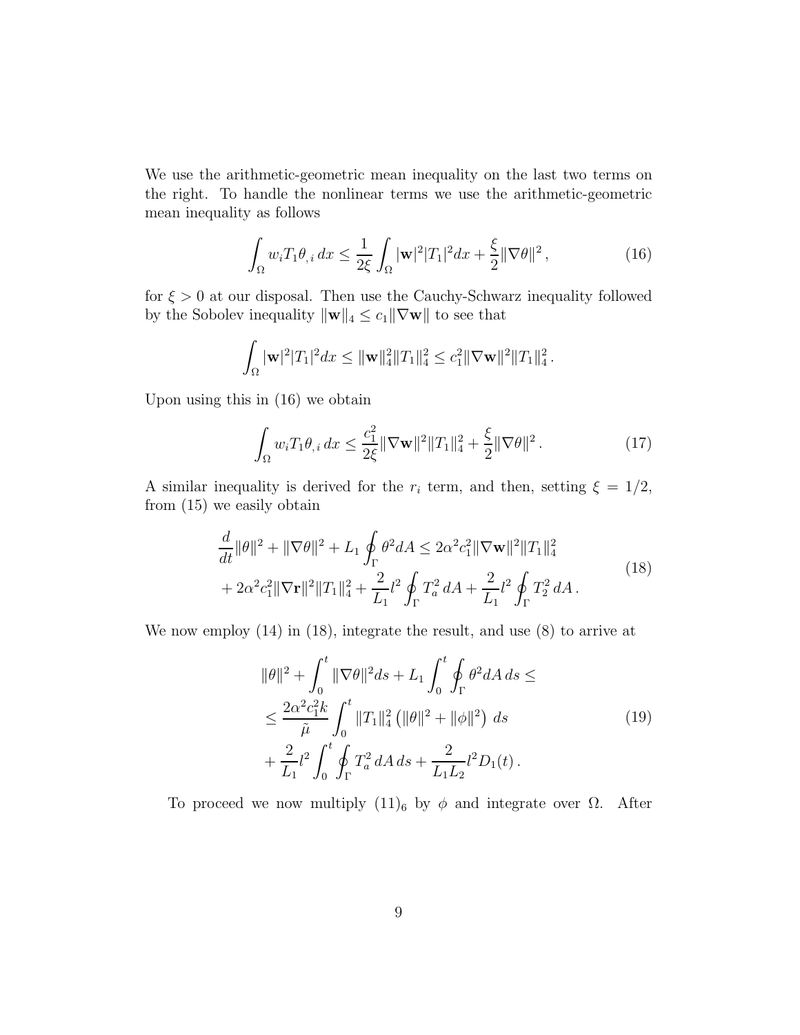We use the arithmetic-geometric mean inequality on the last two terms on the right. To handle the nonlinear terms we use the arithmetic-geometric mean inequality as follows

$$
\int_\Omega w_i T_1 \theta_{,i} \, dx \leq \frac{1}{2\xi} \int_\Omega |\mathbf{w}|^2 |T_1|^2 dx + \frac{\xi}{2} \|\nabla \theta\|^2 \,, \tag{16}
$$

for $\xi > 0$ at our disposal. Then use the Cauchy-Schwarz inequality followed by the Sobolev inequality $\|\mathbf{w}\|_4 \leq c_1 \|\nabla \mathbf{w}\|$ to see that

$$
\int_\Omega |\mathbf{w}|^2 |T_1|^2 dx \leq \|\mathbf{w}\|_4^2 \|T_1\|_4^2 \leq c_1^2 \|\nabla \mathbf{w}\|^2 \|T_1\|_4^2 \,.
$$

Upon using this in (16) we obtain

$$
\int_\Omega w_i T_1 \theta_{,i} \, dx \leq \frac{c_1^2}{2\xi} \|\nabla \mathbf{w}\|^2 \|T_1\|_4^2 + \frac{\xi}{2} \|\nabla \theta\|^2 \,. \tag{17}
$$

A similar inequality is derived for the $r_i$ term, and then, setting $\xi = 1/2$, from (15) we easily obtain

$$
\begin{aligned}
&\frac{d}{dt}\|\theta\|^2 + \|\nabla \theta\|^2 + L_1 \oint_\Gamma \theta^2 dA \leq 2\alpha^2 c_1^2 \|\nabla \mathbf{w}\|^2 \|T_1\|_4^2 \\
&+ 2\alpha^2 c_1^2 \|\nabla \mathbf{r}\|^2 \|T_1\|_4^2 + \frac{2}{L_1} l^2 \oint_\Gamma T_a^2 \, dA + \frac{2}{L_1} l^2 \oint_\Gamma T_2^2 \, dA \,.
\end{aligned} \tag{18}
$$

We now employ (14) in (18), integrate the result, and use (8) to arrive at

$$
\begin{aligned}
&\|\theta\|^2 + \int_0^t \|\nabla \theta\|^2 ds + L_1 \int_0^t \oint_\Gamma \theta^2 dA \, ds \leq \\
&\leq \frac{2\alpha^2 c_1^2 k}{\tilde{\mu}} \int_0^t \|T_1\|_4^2 \left( \|\theta\|^2 + \|\phi\|^2 \right) \, ds \\
&+ \frac{2}{L_1} l^2 \int_0^t \oint_\Gamma T_a^2 \, dA \, ds + \frac{2}{L_1 L_2} l^2 D_1(t) \,.
\end{aligned} \tag{19}
$$

To proceed we now multiply $(11)_6$ by $\phi$ and integrate over $\Omega$. After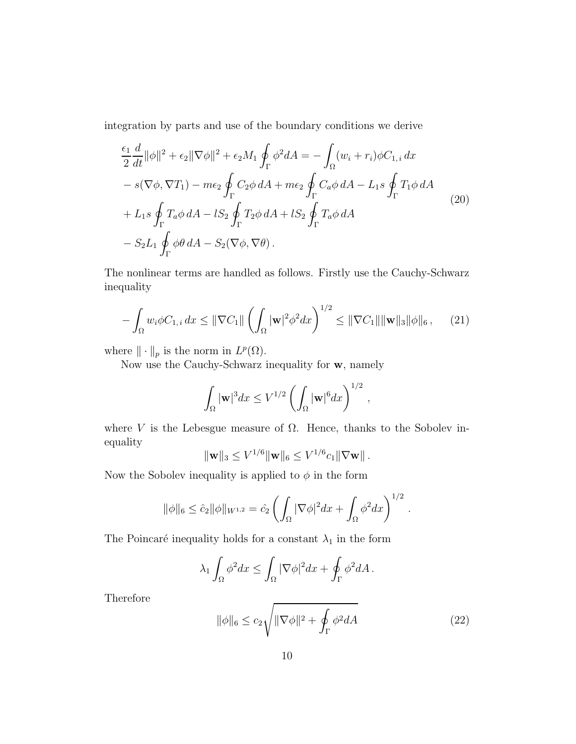integration by parts and use of the boundary conditions we derive

$$
\begin{aligned}
\frac{\epsilon_1}{2}\frac{d}{dt}\|\phi\|^2 + \epsilon_2\|\nabla\phi\|^2 + \epsilon_2 M_1\oint_\Gamma \phi^2 dA = &-\int_\Omega (w_i + r_i)\phi C_{1,i}\,dx \\
&- s(\nabla\phi, \nabla T_1) - m\epsilon_2\oint_\Gamma C_2\phi\,dA + m\epsilon_2\oint_\Gamma C_a\phi\,dA - L_1 s\oint_\Gamma T_1\phi\,dA \\
&+ L_1 s\oint_\Gamma T_a\phi\,dA - lS_2\oint_\Gamma T_2\phi\,dA + lS_2\oint_\Gamma T_a\phi\,dA \\
&- S_2 L_1\oint_\Gamma \phi\theta\,dA - S_2(\nabla\phi, \nabla\theta)\,.
\end{aligned}
\tag{20}
$$

The nonlinear terms are handled as follows. Firstly use the Cauchy-Schwarz inequality

$$
-\int_\Omega w_i\phi C_{1,i}\,dx \le \|\nabla C_1\|\left(\int_\Omega |\mathbf{w}|^2\phi^2 dx\right)^{1/2} \le \|\nabla C_1\|\|\mathbf{w}\|_3\|\phi\|_6\,, \tag{21}
$$

where $\|\cdot\|_p$ is the norm in $L^p(\Omega)$.

Now use the Cauchy-Schwarz inequality for $\mathbf{w}$, namely

$$
\int_\Omega |\mathbf{w}|^3 dx \le V^{1/2}\left(\int_\Omega |\mathbf{w}|^6 dx\right)^{1/2},
$$

where $V$ is the Lebesgue measure of $\Omega$. Hence, thanks to the Sobolev inequality

$$
\|\mathbf{w}\|_3 \le V^{1/6}\|\mathbf{w}\|_6 \le V^{1/6}c_1\|\nabla\mathbf{w}\|\,.
$$

Now the Sobolev inequality is applied to $\phi$ in the form

$$
\|\phi\|_6 \le \hat{c}_2\|\phi\|_{W^{1,2}} = \hat{c}_2\left(\int_\Omega |\nabla\phi|^2 dx + \int_\Omega \phi^2 dx\right)^{1/2}.
$$

The Poincaré inequality holds for a constant $\lambda_1$ in the form

$$
\lambda_1\int_\Omega \phi^2 dx \le \int_\Omega |\nabla\phi|^2 dx + \oint_\Gamma \phi^2 dA\,.
$$

Therefore

$$
\|\phi\|_6 \le c_2\sqrt{\|\nabla\phi\|^2 + \oint_\Gamma \phi^2 dA} \tag{22}
$$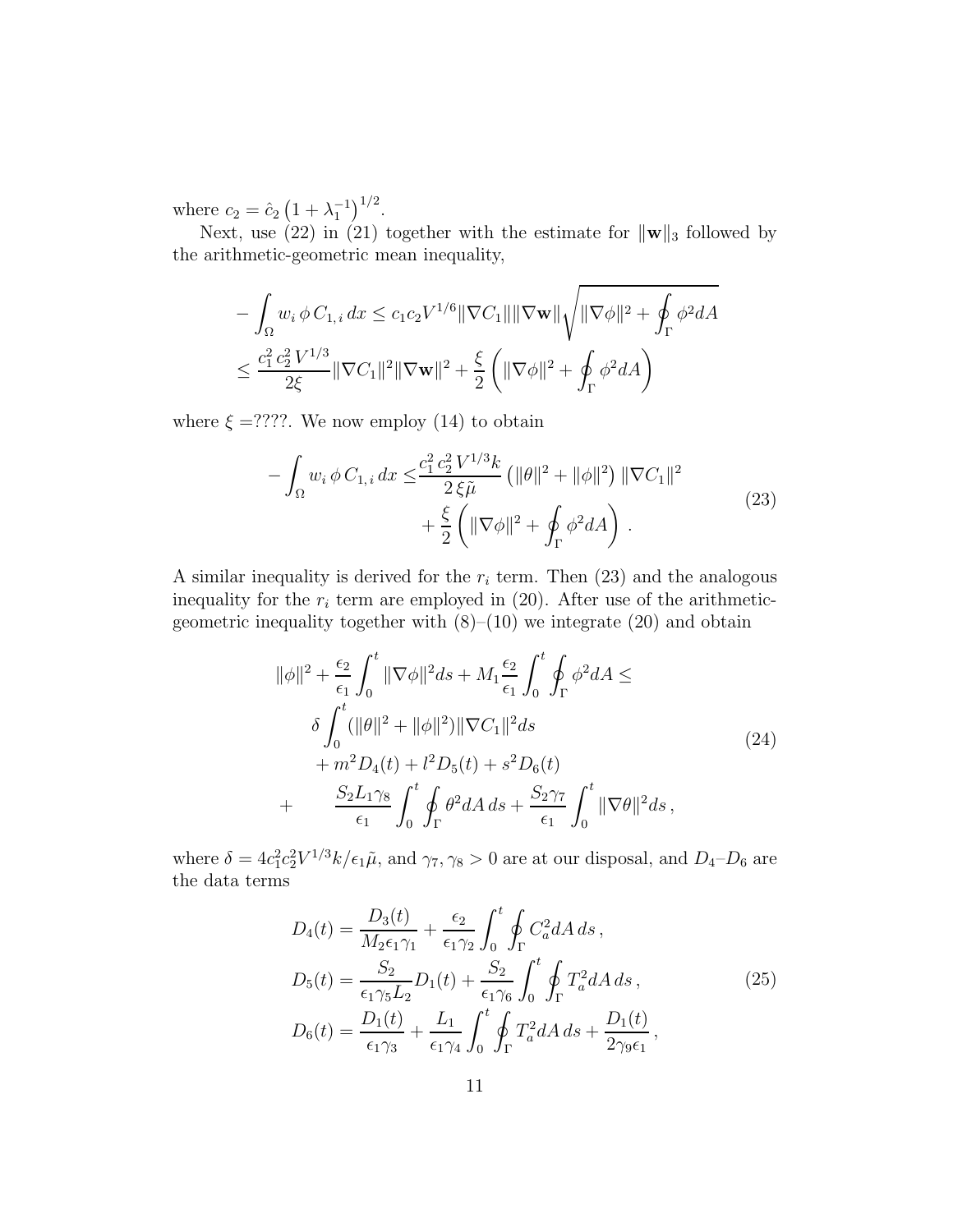where $c_2 = \hat{c}_2 \left(1 + \lambda_1^{-1}\right)^{1/2}$.

Next, use (22) in (21) together with the estimate for $\|\mathbf{w}\|_3$ followed by the arithmetic-geometric mean inequality,

$$
\begin{aligned}
&-\int_\Omega w_i \, \phi \, C_{1,\,i} \, dx \le c_1 c_2 V^{1/6} \|\nabla C_1\| \|\nabla \mathbf{w}\| \sqrt{\|\nabla \phi\|^2 + \oint_\Gamma \phi^2 dA} \\
&\le \frac{c_1^2 \, c_2^2 \, V^{1/3}}{2\xi} \|\nabla C_1\|^2 \|\nabla \mathbf{w}\|^2 + \frac{\xi}{2} \left( \|\nabla \phi\|^2 + \oint_\Gamma \phi^2 dA \right)
\end{aligned}
$$

where $\xi =$????. We now employ (14) to obtain

$$
\begin{aligned}
-\int_\Omega w_i \, \phi \, C_{1,\,i} \, dx \le & \frac{c_1^2 \, c_2^2 \, V^{1/3} k}{2 \, \xi \tilde{\mu}} \left( \|\theta\|^2 + \|\phi\|^2 \right) \|\nabla C_1\|^2 \\
& + \frac{\xi}{2} \left( \|\nabla \phi\|^2 + \oint_\Gamma \phi^2 dA \right) .
\end{aligned}
\tag{23}
$$

A similar inequality is derived for the $r_i$ term. Then (23) and the analogous inequality for the $r_i$ term are employed in (20). After use of the arithmetic-geometric inequality together with (8)–(10) we integrate (20) and obtain

$$
\begin{aligned}
\|\phi\|^2 + \frac{\epsilon_2}{\epsilon_1} \int_0^t \|\nabla \phi\|^2 ds + M_1 \frac{\epsilon_2}{\epsilon_1} \int_0^t \oint_\Gamma \phi^2 dA \le& \\
\delta \int_0^t (\|\theta\|^2 + \|\phi\|^2) \|\nabla C_1\|^2 ds& \\
+ m^2 D_4(t) + l^2 D_5(t) + s^2 D_6(t)& \\
+ \qquad \frac{S_2 L_1 \gamma_8}{\epsilon_1} \int_0^t \oint_\Gamma \theta^2 dA \, ds + \frac{S_2 \gamma_7}{\epsilon_1} \int_0^t \|\nabla \theta\|^2 ds \,,&
\end{aligned}
\tag{24}
$$

where $\delta = 4c_1^2 c_2^2 V^{1/3} k / \epsilon_1 \tilde{\mu}$, and $\gamma_7, \gamma_8 > 0$ are at our disposal, and $D_4$–$D_6$ are the data terms

$$
\begin{aligned}
D_4(t) &= \frac{D_3(t)}{M_2 \epsilon_1 \gamma_1} + \frac{\epsilon_2}{\epsilon_1 \gamma_2} \int_0^t \oint_\Gamma C_a^2 dA \, ds \,, \\
D_5(t) &= \frac{S_2}{\epsilon_1 \gamma_5 L_2} D_1(t) + \frac{S_2}{\epsilon_1 \gamma_6} \int_0^t \oint_\Gamma T_a^2 dA \, ds \,, \\
D_6(t) &= \frac{D_1(t)}{\epsilon_1 \gamma_3} + \frac{L_1}{\epsilon_1 \gamma_4} \int_0^t \oint_\Gamma T_a^2 dA \, ds + \frac{D_1(t)}{2 \gamma_9 \epsilon_1} \,,
\end{aligned}
\tag{25}
$$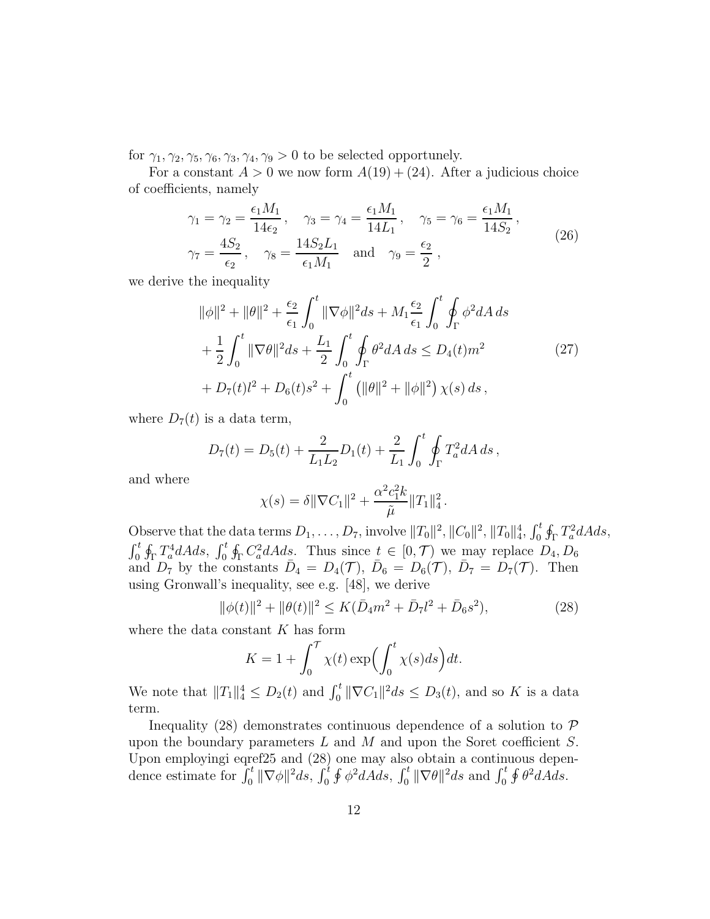for $\gamma_1, \gamma_2, \gamma_5, \gamma_6, \gamma_3, \gamma_4, \gamma_9 > 0$ to be selected opportunely.

For a constant $A > 0$ we now form $A(19) + (24)$. After a judicious choice of coefficients, namely

$$
\begin{aligned}
&\gamma_1 = \gamma_2 = \frac{\epsilon_1 M_1}{14\epsilon_2}\,, \quad \gamma_3 = \gamma_4 = \frac{\epsilon_1 M_1}{14 L_1}\,, \quad \gamma_5 = \gamma_6 = \frac{\epsilon_1 M_1}{14 S_2}\,, \\
&\gamma_7 = \frac{4 S_2}{\epsilon_2}\,, \quad \gamma_8 = \frac{14 S_2 L_1}{\epsilon_1 M_1} \quad \text{and} \quad \gamma_9 = \frac{\epsilon_2}{2}\,,
\end{aligned}
\tag{26}
$$

we derive the inequality

$$
\begin{aligned}
&\|\phi\|^2 + \|\theta\|^2 + \frac{\epsilon_2}{\epsilon_1}\int_0^t \|\nabla\phi\|^2 ds + M_1 \frac{\epsilon_2}{\epsilon_1}\int_0^t \oint_\Gamma \phi^2 dA\, ds \\
&+ \frac{1}{2}\int_0^t \|\nabla\theta\|^2 ds + \frac{L_1}{2}\int_0^t \oint_\Gamma \theta^2 dA\, ds \le D_4(t) m^2 \\
&+ D_7(t) l^2 + D_6(t) s^2 + \int_0^t \left(\|\theta\|^2 + \|\phi\|^2\right)\chi(s)\, ds\,,
\end{aligned}
\tag{27}
$$

where $D_7(t)$ is a data term,

$$
D_7(t) = D_5(t) + \frac{2}{L_1 L_2} D_1(t) + \frac{2}{L_1}\int_0^t \oint_\Gamma T_a^2 dA\, ds\,,
$$

and where

$$
\chi(s) = \delta\|\nabla C_1\|^2 + \frac{\alpha^2 c_1^2 k}{\tilde{\mu}}\|T_1\|_4^2\,.
$$

Observe that the data terms $D_1, \ldots, D_7$, involve $\|T_0\|^2$, $\|C_0\|^2$, $\|T_0\|_4^4$, $\int_0^t \oint_\Gamma T_a^2 dAds$, $\int_0^t \oint_\Gamma T_a^4 dAds$, $\int_0^t \oint_\Gamma C_a^2 dAds$. Thus since $t \in [0, \mathcal{T})$ we may replace $D_4, D_6$ and $D_7$ by the constants $\bar{D}_4 = D_4(\mathcal{T})$, $\bar{D}_6 = D_6(\mathcal{T})$, $\bar{D}_7 = D_7(\mathcal{T})$. Then using Gronwall's inequality, see e.g. [48], we derive

$$
\|\phi(t)\|^2 + \|\theta(t)\|^2 \le K(\bar{D}_4 m^2 + \bar{D}_7 l^2 + \bar{D}_6 s^2), \tag{28}
$$

where the data constant $K$ has form

$$
K = 1 + \int_0^{\mathcal{T}} \chi(t) \exp\Big(\int_0^t \chi(s) ds\Big) dt.
$$

We note that $\|T_1\|_4^4 \le D_2(t)$ and $\int_0^t \|\nabla C_1\|^2 ds \le D_3(t)$, and so $K$ is a data term.

Inequality (28) demonstrates continuous dependence of a solution to $\mathcal{P}$ upon the boundary parameters $L$ and $M$ and upon the Soret coefficient $S$. Upon employingi eqref25 and (28) one may also obtain a continuous dependence estimate for $\int_0^t \|\nabla\phi\|^2 ds$, $\int_0^t \oint \phi^2 dAds$, $\int_0^t \|\nabla\theta\|^2 ds$ and $\int_0^t \oint \theta^2 dAds$.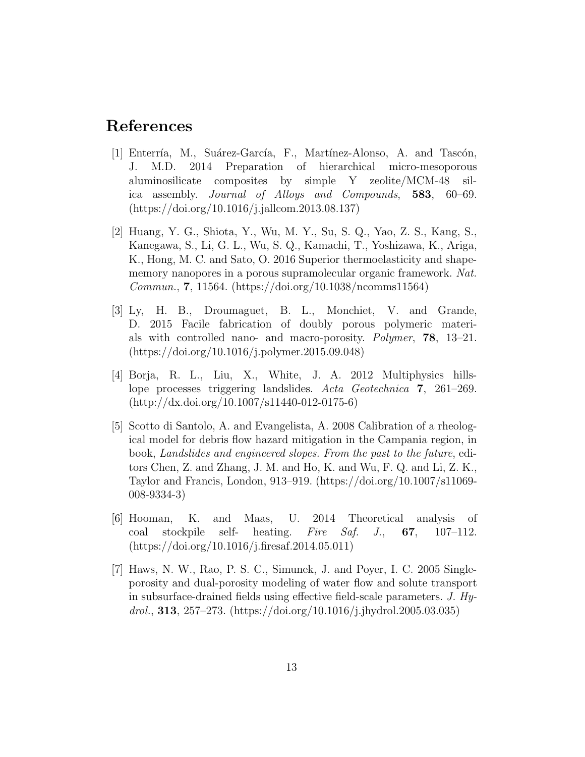# References

[1] Enterría, M., Suárez-García, F., Martínez-Alonso, A. and Tascón, J. M.D. 2014 Preparation of hierarchical micro-mesoporous aluminosilicate composites by simple Y zeolite/MCM-48 silica assembly. *Journal of Alloys and Compounds*, **583**, 60–69. (https://doi.org/10.1016/j.jallcom.2013.08.137)

[2] Huang, Y. G., Shiota, Y., Wu, M. Y., Su, S. Q., Yao, Z. S., Kang, S., Kanegawa, S., Li, G. L., Wu, S. Q., Kamachi, T., Yoshizawa, K., Ariga, K., Hong, M. C. and Sato, O. 2016 Superior thermoelasticity and shape-memory nanopores in a porous supramolecular organic framework. *Nat. Commun.*, **7**, 11564. (https://doi.org/10.1038/ncomms11564)

[3] Ly, H. B., Droumaguet, B. L., Monchiet, V. and Grande, D. 2015 Facile fabrication of doubly porous polymeric materials with controlled nano- and macro-porosity. *Polymer*, **78**, 13–21. (https://doi.org/10.1016/j.polymer.2015.09.048)

[4] Borja, R. L., Liu, X., White, J. A. 2012 Multiphysics hillslope processes triggering landslides. *Acta Geotechnica* **7**, 261–269. (http://dx.doi.org/10.1007/s11440-012-0175-6)

[5] Scotto di Santolo, A. and Evangelista, A. 2008 Calibration of a rheological model for debris flow hazard mitigation in the Campania region, in book, *Landslides and engineered slopes. From the past to the future*, editors Chen, Z. and Zhang, J. M. and Ho, K. and Wu, F. Q. and Li, Z. K., Taylor and Francis, London, 913–919. (https://doi.org/10.1007/s11069-008-9334-3)

[6] Hooman, K. and Maas, U. 2014 Theoretical analysis of coal stockpile self- heating. *Fire Saf. J.*, **67**, 107–112. (https://doi.org/10.1016/j.firesaf.2014.05.011)

[7] Haws, N. W., Rao, P. S. C., Simunek, J. and Poyer, I. C. 2005 Single-porosity and dual-porosity modeling of water flow and solute transport in subsurface-drained fields using effective field-scale parameters. *J. Hydrol.*, **313**, 257–273. (https://doi.org/10.1016/j.jhydrol.2005.03.035)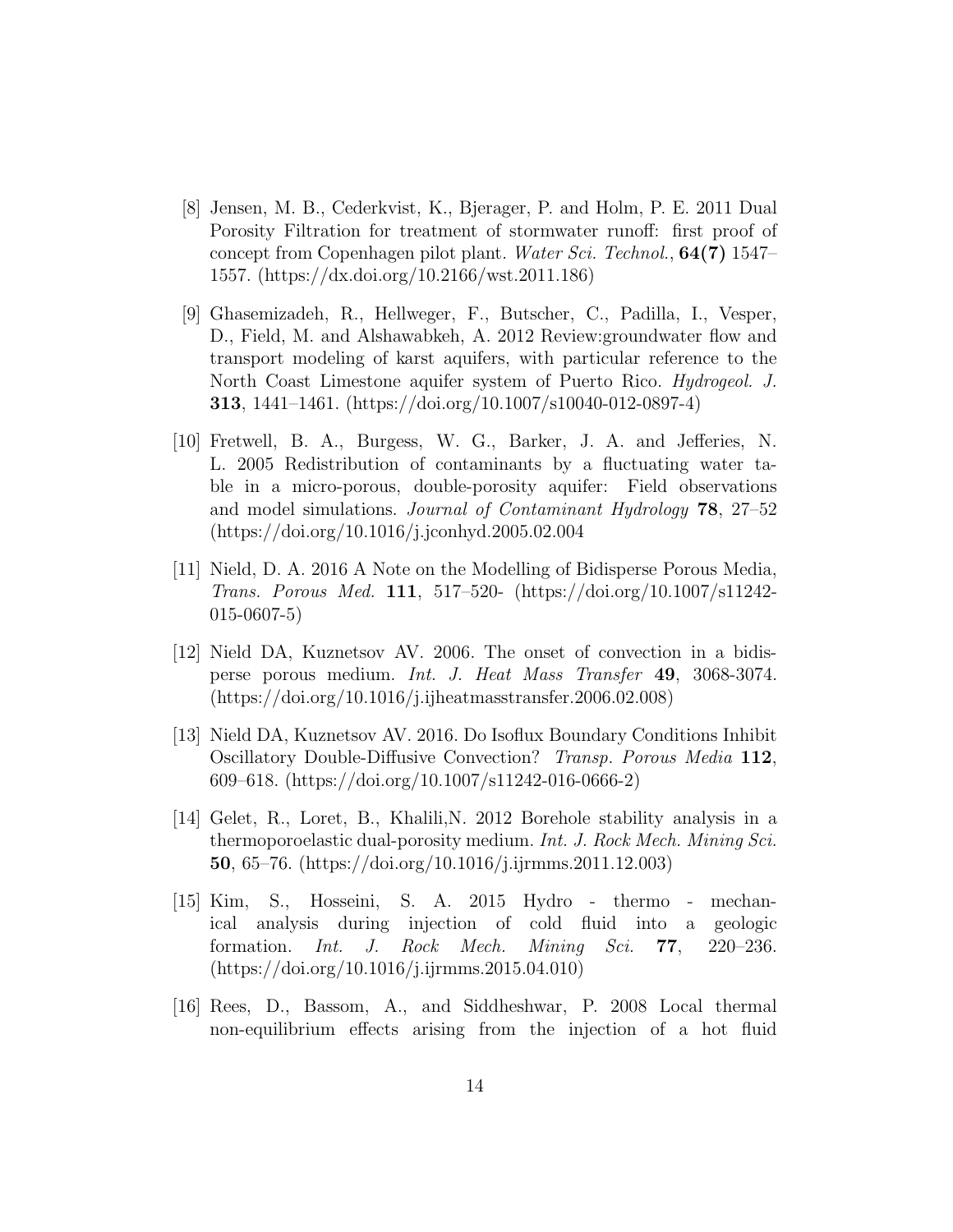[8] Jensen, M. B., Cederkvist, K., Bjerager, P. and Holm, P. E. 2011 Dual Porosity Filtration for treatment of stormwater runoff: first proof of concept from Copenhagen pilot plant. *Water Sci. Technol.*, **64(7)** 1547–1557. (https://dx.doi.org/10.2166/wst.2011.186)

[9] Ghasemizadeh, R., Hellweger, F., Butscher, C., Padilla, I., Vesper, D., Field, M. and Alshawabkeh, A. 2012 Review:groundwater flow and transport modeling of karst aquifers, with particular reference to the North Coast Limestone aquifer system of Puerto Rico. *Hydrogeol. J.* **313**, 1441–1461. (https://doi.org/10.1007/s10040-012-0897-4)

[10] Fretwell, B. A., Burgess, W. G., Barker, J. A. and Jefferies, N. L. 2005 Redistribution of contaminants by a fluctuating water table in a micro-porous, double-porosity aquifer: Field observations and model simulations. *Journal of Contaminant Hydrology* **78**, 27–52 (https://doi.org/10.1016/j.jconhyd.2005.02.004

[11] Nield, D. A. 2016 A Note on the Modelling of Bidisperse Porous Media, *Trans. Porous Med.* **111**, 517–520- (https://doi.org/10.1007/s11242-015-0607-5)

[12] Nield DA, Kuznetsov AV. 2006. The onset of convection in a bidisperse porous medium. *Int. J. Heat Mass Transfer* **49**, 3068-3074. (https://doi.org/10.1016/j.ijheatmasstransfer.2006.02.008)

[13] Nield DA, Kuznetsov AV. 2016. Do Isoflux Boundary Conditions Inhibit Oscillatory Double-Diffusive Convection? *Transp. Porous Media* **112**, 609–618. (https://doi.org/10.1007/s11242-016-0666-2)

[14] Gelet, R., Loret, B., Khalili,N. 2012 Borehole stability analysis in a thermoporoelastic dual-porosity medium. *Int. J. Rock Mech. Mining Sci.* **50**, 65–76. (https://doi.org/10.1016/j.ijrmms.2011.12.003)

[15] Kim, S., Hosseini, S. A. 2015 Hydro - thermo - mechanical analysis during injection of cold fluid into a geologic formation. *Int. J. Rock Mech. Mining Sci.* **77**, 220–236. (https://doi.org/10.1016/j.ijrmms.2015.04.010)

[16] Rees, D., Bassom, A., and Siddheshwar, P. 2008 Local thermal non-equilibrium effects arising from the injection of a hot fluid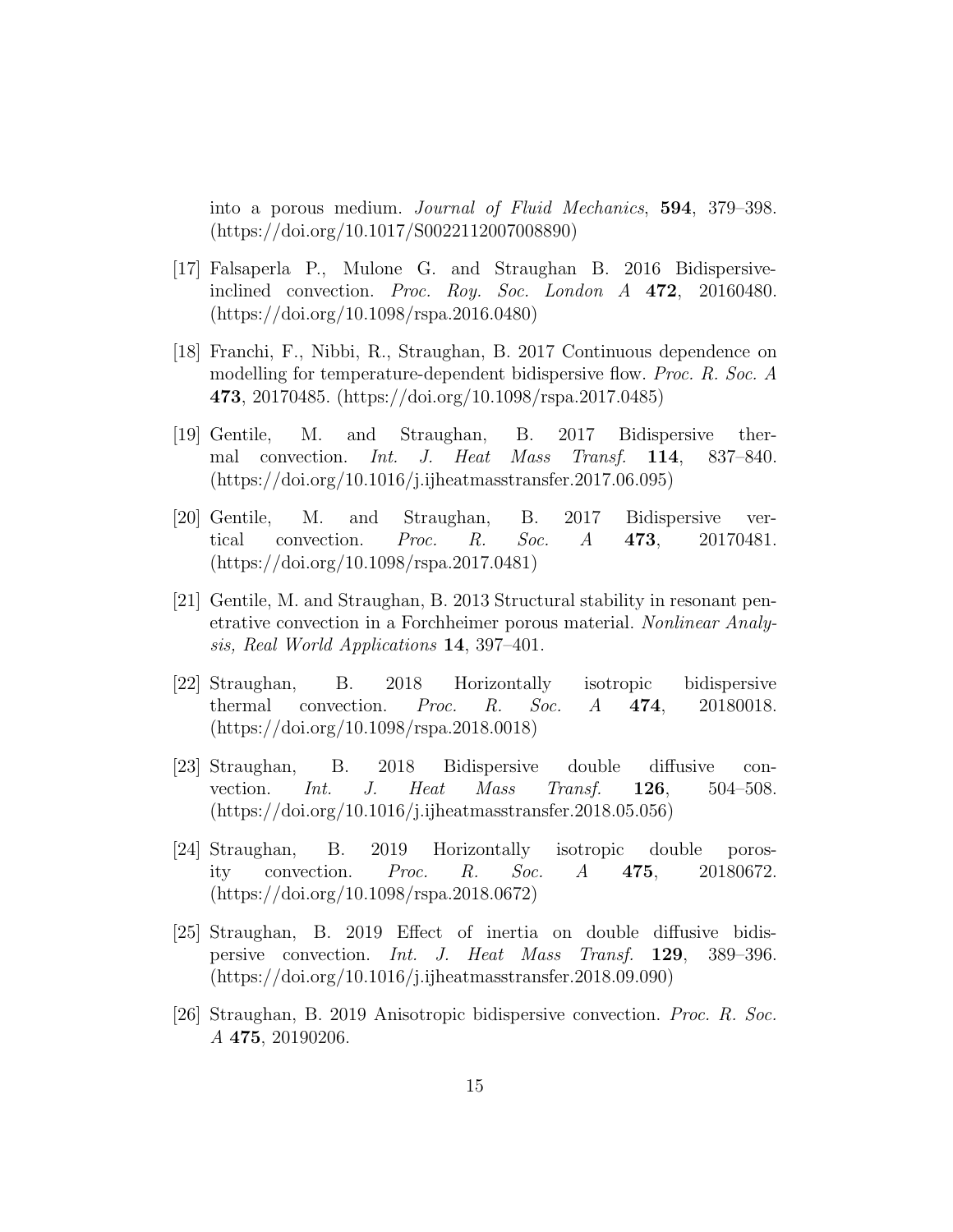into a porous medium. *Journal of Fluid Mechanics*, **594**, 379–398. (https://doi.org/10.1017/S0022112007008890)

[17] Falsaperla P., Mulone G. and Straughan B. 2016 Bidispersive-inclined convection. *Proc. Roy. Soc. London A* **472**, 20160480. (https://doi.org/10.1098/rspa.2016.0480)

[18] Franchi, F., Nibbi, R., Straughan, B. 2017 Continuous dependence on modelling for temperature-dependent bidispersive flow. *Proc. R. Soc. A* **473**, 20170485. (https://doi.org/10.1098/rspa.2017.0485)

[19] Gentile, M. and Straughan, B. 2017 Bidispersive thermal convection. *Int. J. Heat Mass Transf.* **114**, 837–840. (https://doi.org/10.1016/j.ijheatmasstransfer.2017.06.095)

[20] Gentile, M. and Straughan, B. 2017 Bidispersive vertical convection. *Proc. R. Soc. A* **473**, 20170481. (https://doi.org/10.1098/rspa.2017.0481)

[21] Gentile, M. and Straughan, B. 2013 Structural stability in resonant penetrative convection in a Forchheimer porous material. *Nonlinear Analysis, Real World Applications* **14**, 397–401.

[22] Straughan, B. 2018 Horizontally isotropic bidispersive thermal convection. *Proc. R. Soc. A* **474**, 20180018. (https://doi.org/10.1098/rspa.2018.0018)

[23] Straughan, B. 2018 Bidispersive double diffusive convection. *Int. J. Heat Mass Transf.* **126**, 504–508. (https://doi.org/10.1016/j.ijheatmasstransfer.2018.05.056)

[24] Straughan, B. 2019 Horizontally isotropic double porosity convection. *Proc. R. Soc. A* **475**, 20180672. (https://doi.org/10.1098/rspa.2018.0672)

[25] Straughan, B. 2019 Effect of inertia on double diffusive bidispersive convection. *Int. J. Heat Mass Transf.* **129**, 389–396. (https://doi.org/10.1016/j.ijheatmasstransfer.2018.09.090)

[26] Straughan, B. 2019 Anisotropic bidispersive convection. *Proc. R. Soc. A* **475**, 20190206.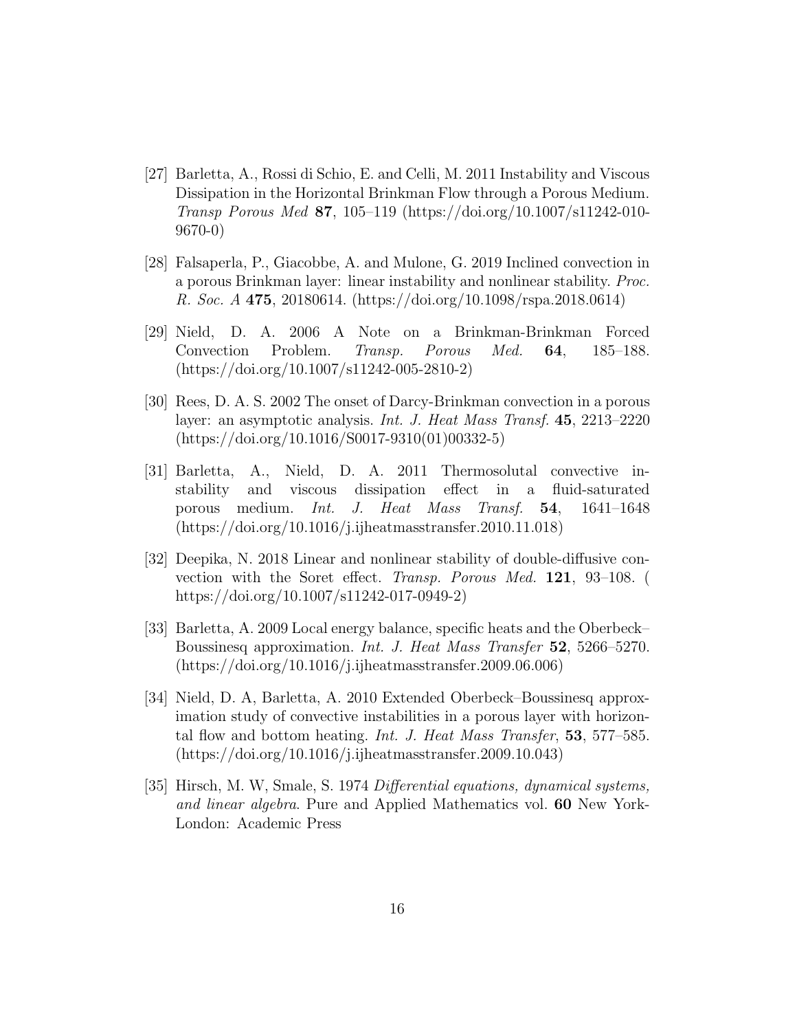[27] Barletta, A., Rossi di Schio, E. and Celli, M. 2011 Instability and Viscous Dissipation in the Horizontal Brinkman Flow through a Porous Medium. *Transp Porous Med* **87**, 105–119 (https://doi.org/10.1007/s11242-010-9670-0)

[28] Falsaperla, P., Giacobbe, A. and Mulone, G. 2019 Inclined convection in a porous Brinkman layer: linear instability and nonlinear stability. *Proc. R. Soc. A* **475**, 20180614. (https://doi.org/10.1098/rspa.2018.0614)

[29] Nield, D. A. 2006 A Note on a Brinkman-Brinkman Forced Convection Problem. *Transp. Porous Med.* **64**, 185–188. (https://doi.org/10.1007/s11242-005-2810-2)

[30] Rees, D. A. S. 2002 The onset of Darcy-Brinkman convection in a porous layer: an asymptotic analysis. *Int. J. Heat Mass Transf.* **45**, 2213–2220 (https://doi.org/10.1016/S0017-9310(01)00332-5)

[31] Barletta, A., Nield, D. A. 2011 Thermosolutal convective instability and viscous dissipation effect in a fluid-saturated porous medium. *Int. J. Heat Mass Transf.* **54**, 1641–1648 (https://doi.org/10.1016/j.ijheatmasstransfer.2010.11.018)

[32] Deepika, N. 2018 Linear and nonlinear stability of double-diffusive convection with the Soret effect. *Transp. Porous Med.* **121**, 93–108. ( https://doi.org/10.1007/s11242-017-0949-2)

[33] Barletta, A. 2009 Local energy balance, specific heats and the Oberbeck–Boussinesq approximation. *Int. J. Heat Mass Transfer* **52**, 5266–5270. (https://doi.org/10.1016/j.ijheatmasstransfer.2009.06.006)

[34] Nield, D. A, Barletta, A. 2010 Extended Oberbeck–Boussinesq approximation study of convective instabilities in a porous layer with horizontal flow and bottom heating. *Int. J. Heat Mass Transfer*, **53**, 577–585. (https://doi.org/10.1016/j.ijheatmasstransfer.2009.10.043)

[35] Hirsch, M. W, Smale, S. 1974 *Differential equations, dynamical systems, and linear algebra*. Pure and Applied Mathematics vol. **60** New York-London: Academic Press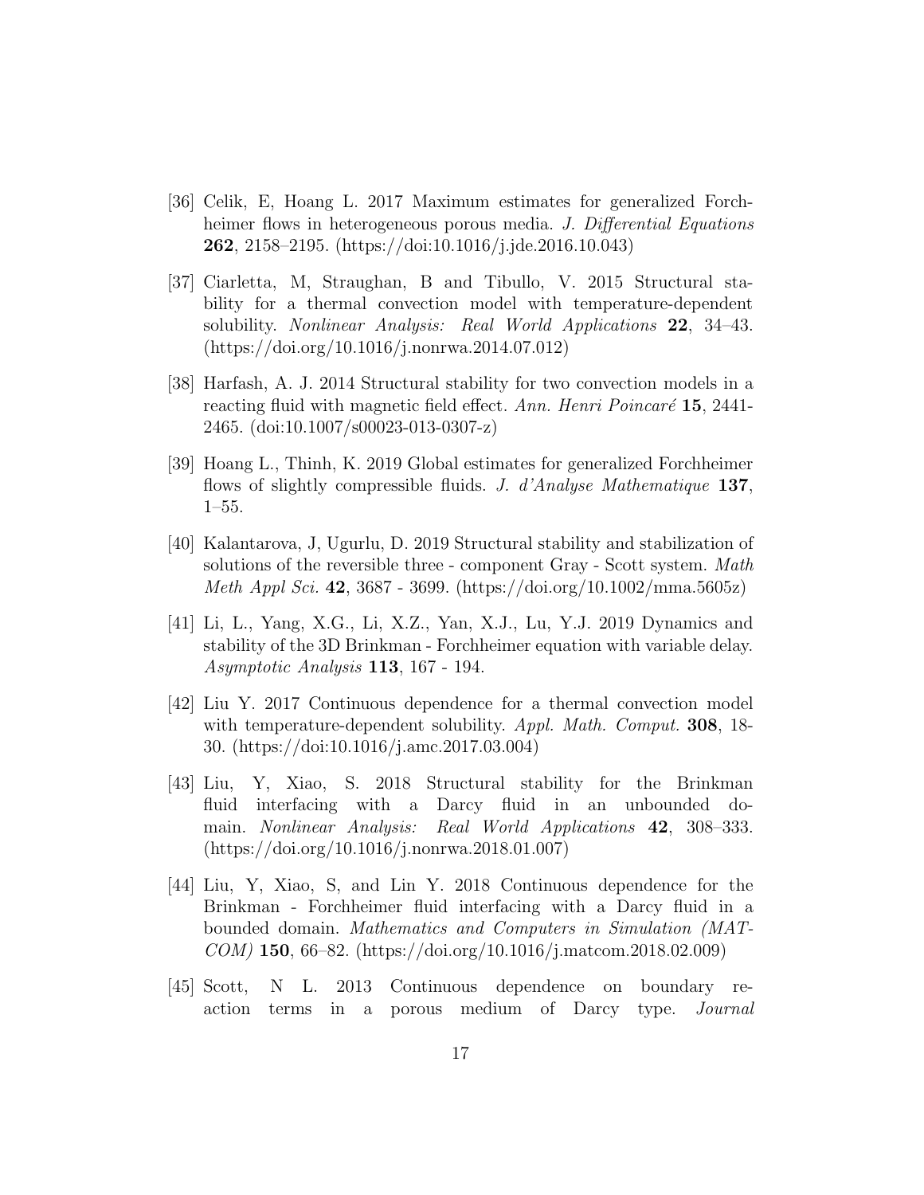[36] Celik, E, Hoang L. 2017 Maximum estimates for generalized Forchheimer flows in heterogeneous porous media. *J. Differential Equations* **262**, 2158–2195. (https://doi:10.1016/j.jde.2016.10.043)

[37] Ciarletta, M, Straughan, B and Tibullo, V. 2015 Structural stability for a thermal convection model with temperature-dependent solubility. *Nonlinear Analysis: Real World Applications* **22**, 34–43. (https://doi.org/10.1016/j.nonrwa.2014.07.012)

[38] Harfash, A. J. 2014 Structural stability for two convection models in a reacting fluid with magnetic field effect. *Ann. Henri Poincaré* **15**, 2441-2465. (doi:10.1007/s00023-013-0307-z)

[39] Hoang L., Thinh, K. 2019 Global estimates for generalized Forchheimer flows of slightly compressible fluids. *J. d'Analyse Mathematique* **137**, 1–55.

[40] Kalantarova, J, Ugurlu, D. 2019 Structural stability and stabilization of solutions of the reversible three - component Gray - Scott system. *Math Meth Appl Sci.* **42**, 3687 - 3699. (https://doi.org/10.1002/mma.5605z)

[41] Li, L., Yang, X.G., Li, X.Z., Yan, X.J., Lu, Y.J. 2019 Dynamics and stability of the 3D Brinkman - Forchheimer equation with variable delay. *Asymptotic Analysis* **113**, 167 - 194.

[42] Liu Y. 2017 Continuous dependence for a thermal convection model with temperature-dependent solubility. *Appl. Math. Comput.* **308**, 18-30. (https://doi:10.1016/j.amc.2017.03.004)

[43] Liu, Y, Xiao, S. 2018 Structural stability for the Brinkman fluid interfacing with a Darcy fluid in an unbounded domain. *Nonlinear Analysis: Real World Applications* **42**, 308–333. (https://doi.org/10.1016/j.nonrwa.2018.01.007)

[44] Liu, Y, Xiao, S, and Lin Y. 2018 Continuous dependence for the Brinkman - Forchheimer fluid interfacing with a Darcy fluid in a bounded domain. *Mathematics and Computers in Simulation (MATCOM)* **150**, 66–82. (https://doi.org/10.1016/j.matcom.2018.02.009)

[45] Scott, N L. 2013 Continuous dependence on boundary reaction terms in a porous medium of Darcy type. *Journal*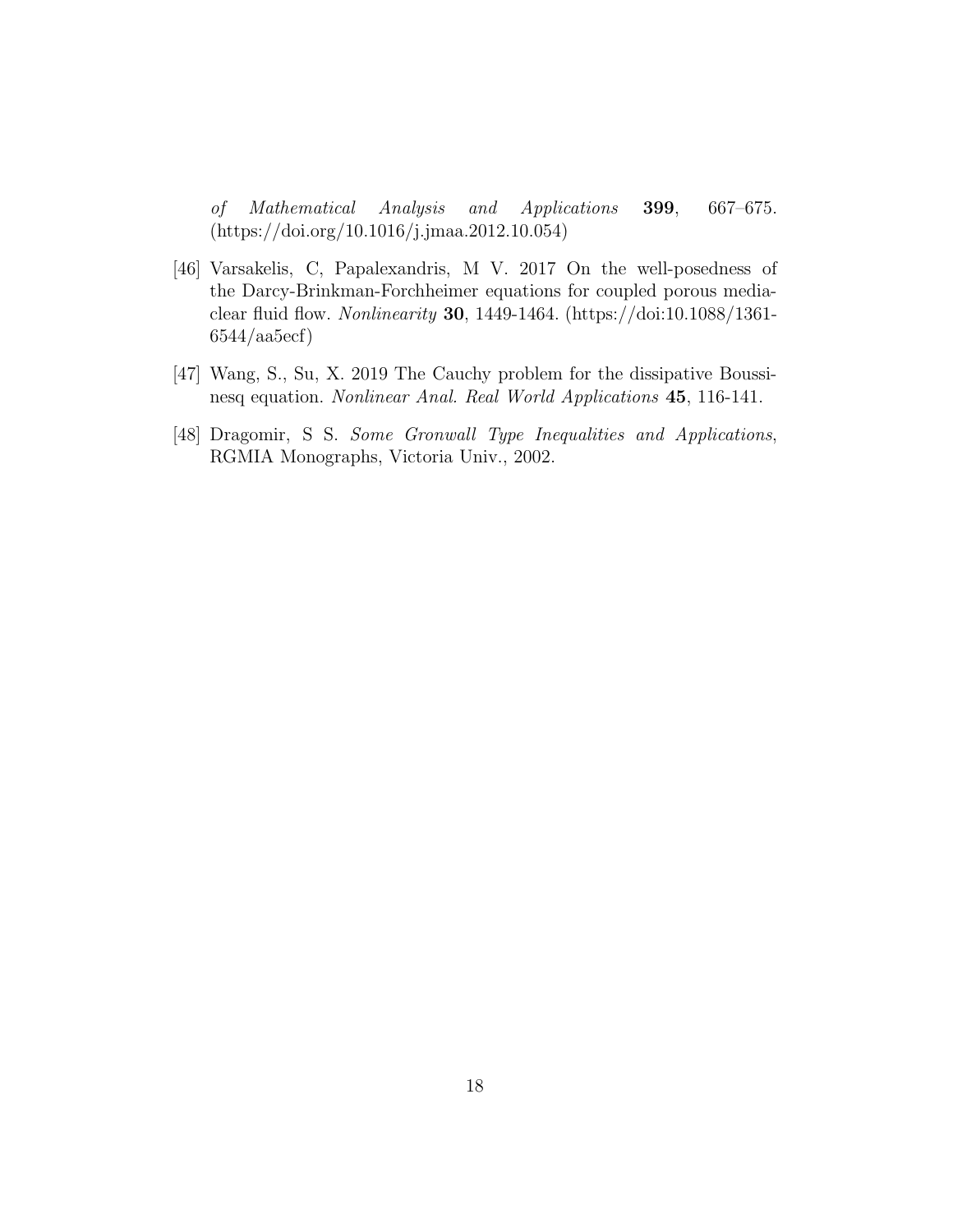*of Mathematical Analysis and Applications* **399**, 667–675. (https://doi.org/10.1016/j.jmaa.2012.10.054)

[46] Varsakelis, C, Papalexandris, M V. 2017 On the well-posedness of the Darcy-Brinkman-Forchheimer equations for coupled porous media-clear fluid flow. *Nonlinearity* **30**, 1449-1464. (https://doi:10.1088/1361-6544/aa5ecf)

[47] Wang, S., Su, X. 2019 The Cauchy problem for the dissipative Boussinesq equation. *Nonlinear Anal. Real World Applications* **45**, 116-141.

[48] Dragomir, S S. *Some Gronwall Type Inequalities and Applications*, RGMIA Monographs, Victoria Univ., 2002.